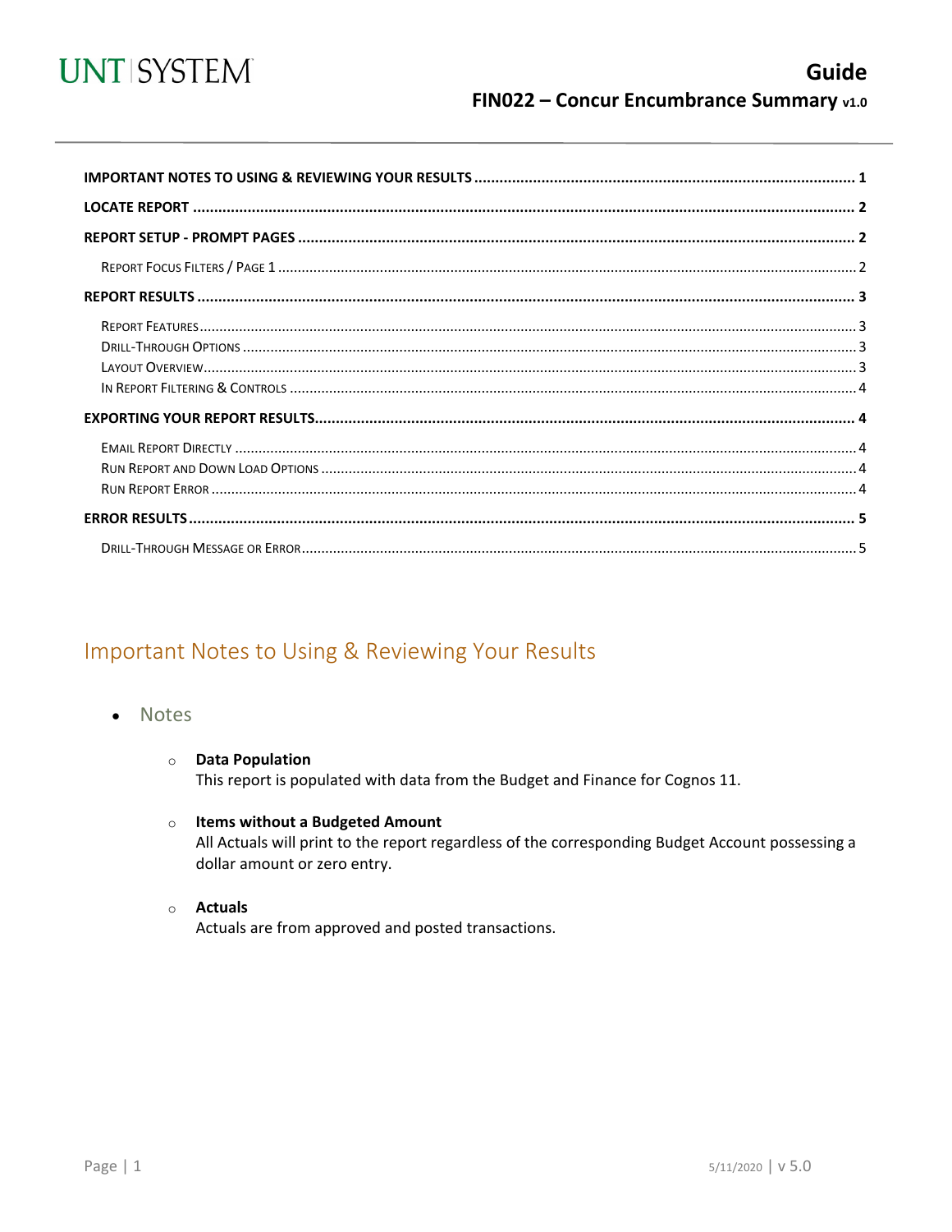UNT | SYSTEM

# Guide

## FIN022 – Concur Encumbrance Summary v1.0

**IMPORTANT NOTES TO USING & REVIEWING YOUR RESULTS** .......... 1

**LOCATE REPORT** .......... 2

**REPORT SETUP - PROMPT PAGES** .......... 2

- Report Focus Filters / Page 1 .......... 2

**REPORT RESULTS** .......... 3

- Report Features .......... 3
- Drill-Through Options .......... 3
- Layout Overview .......... 3
- In Report Filtering & Controls .......... 4

**EXPORTING YOUR REPORT RESULTS** .......... 4

- Email Report Directly .......... 4
- Run Report and Down Load Options .......... 4
- Run Report Error .......... 4

**ERROR RESULTS** .......... 5

- Drill-Through Message or Error .......... 5

## Important Notes to Using & Reviewing Your Results

- Notes
  - **Data Population**
    This report is populated with data from the Budget and Finance for Cognos 11.
  - **Items without a Budgeted Amount**
    All Actuals will print to the report regardless of the corresponding Budget Account possessing a dollar amount or zero entry.
  - **Actuals**
    Actuals are from approved and posted transactions.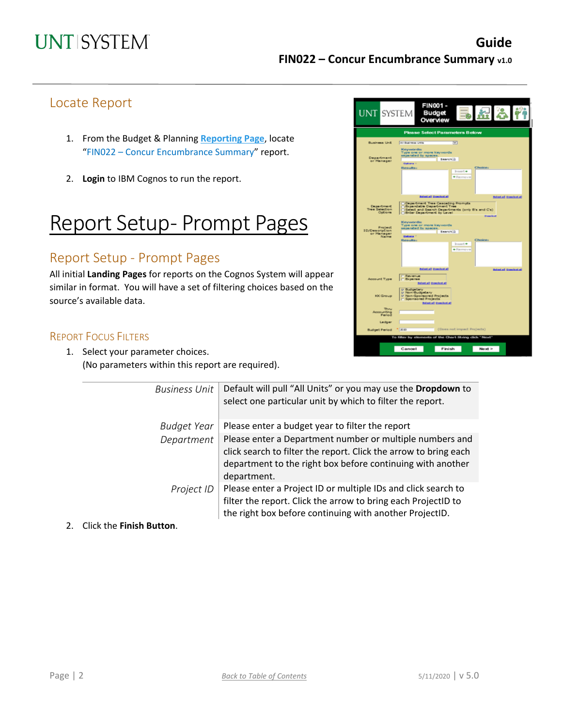## Locate Report

1. From the Budget & Planning **Reporting Page**, locate "FIN022 – Concur Encumbrance Summary" report.

2. **Login** to IBM Cognos to run the report.

# Report Setup- Prompt Pages

## Report Setup - Prompt Pages

All initial **Landing Pages** for reports on the Cognos System will appear similar in format. You will have a set of filtering choices based on the source's available data.

### Report Focus Filters

1. Select your parameter choices.
   (No parameters within this report are required).

| | |
|---|---|
| *Business Unit* | Default will pull "All Units" or you may use the **Dropdown** to select one particular unit by which to filter the report. |
| *Budget Year* | Please enter a budget year to filter the report |
| *Department* | Please enter a Department number or multiple numbers and click search to filter the report. Click the arrow to bring each department to the right box before continuing with another department. |
| *Project ID* | Please enter a Project ID or multiple IDs and click search to filter the report. Click the arrow to bring each ProjectID to the right box before continuing with another ProjectID. |

2. Click the **Finish Button**.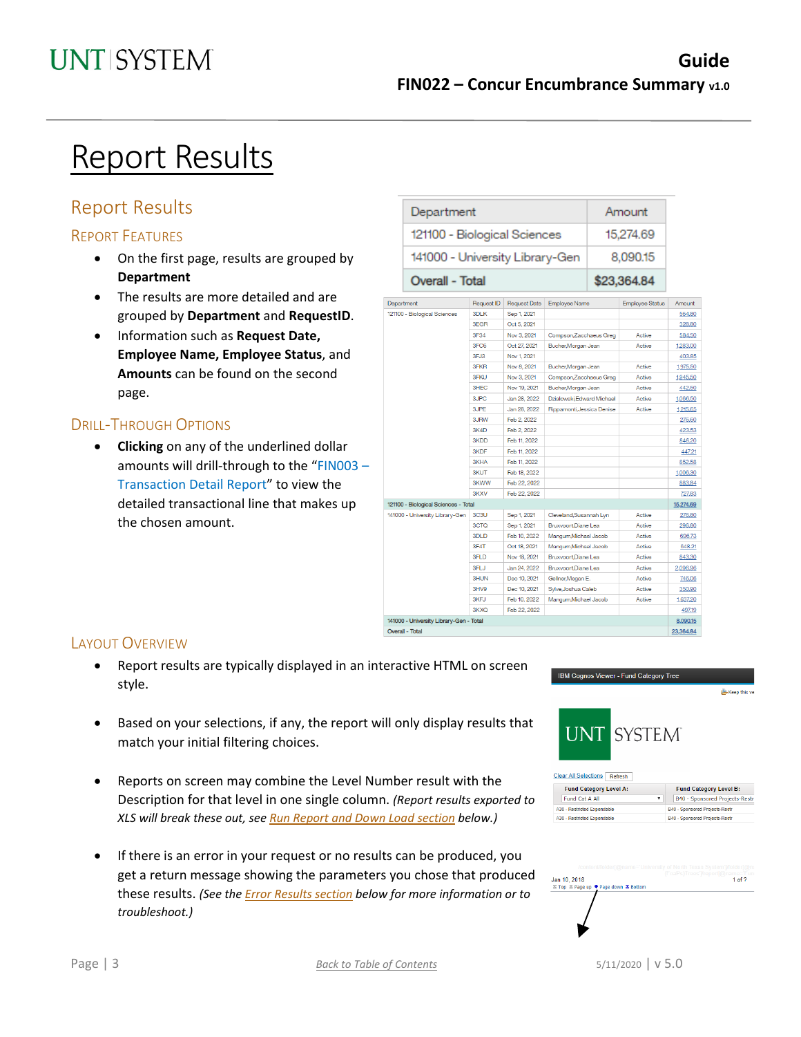# Report Results

## Report Results

### Report Features

- On the first page, results are grouped by **Department**
- The results are more detailed and are grouped by **Department** and **RequestID**.
- Information such as **Request Date, Employee Name, Employee Status**, and **Amounts** can be found on the second page.

| Department | Amount |
|---|---|
| 121100 - Biological Sciences | 15,274.69 |
| 141000 - University Library-Gen | 8,090.15 |
| **Overall - Total** | **$23,364.84** |

| Department | Request ID | Request Date | Employee Name | Employee Status | Amount |
|---|---|---|---|---|---|
| 121100 - Biological Sciences | 3DLK | Sep 1, 2021 | | | 564.80 |
| | 3EGR | Oct 5, 2021 | | | 328.80 |
| | 3F34 | Nov 3, 2021 | Compson,Zacchaeus Greg | Active | 584.50 |
| | 3FC6 | Oct 27, 2021 | Bucher,Morgan Jean | Active | 1,283.00 |
| | 3FJ3 | Nov 1, 2021 | | | 403.65 |
| | 3FKR | Nov 8, 2021 | Bucher,Morgan Jean | Active | 1,975.50 |
| | 3FKU | Nov 3, 2021 | Compson,Zacchaeus Greg | Active | 1,845.50 |
| | 3HEC | Nov 19, 2021 | Bucher,Morgan Jean | Active | 442.50 |
| | 3JPC | Jan 28, 2022 | Dzialowski,Edward Michael | Active | 1,066.50 |
| | 3JPE | Jan 28, 2022 | Rippamonti,Jessica Denise | Active | 1,215.65 |
| | 3JRW | Feb 2, 2022 | | | 275.60 |
| | 3K4D | Feb 2, 2022 | | | 423.53 |
| | 3KDD | Feb 11, 2022 | | | 846.20 |
| | 3KDF | Feb 11, 2022 | | | 447.21 |
| | 3KHA | Feb 11, 2022 | | | 852.58 |
| | 3KUT | Feb 18, 2022 | | | 1,006.30 |
| | 3KWW | Feb 22, 2022 | | | 883.84 |
| | 3KXV | Feb 22, 2022 | | | 727.83 |
| 121100 - Biological Sciences - Total | | | | | 15,274.69 |
| 141000 - University Library-Gen | 3C3U | Sep 1, 2021 | Cleveland,Susannah Lyn | Active | 275.80 |
| | 3CTQ | Sep 1, 2021 | Bruxvoort,Diane Lea | Active | 296.80 |
| | 3DLD | Feb 10, 2022 | Mangum,Michael Jacob | Active | 696.73 |
| | 3F4T | Oct 18, 2021 | Mangum,Michael Jacob | Active | 648.21 |
| | 3FLD | Nov 18, 2021 | Bruxvoort,Diane Lea | Active | 843.30 |
| | 3FLJ | Jan 24, 2022 | Bruxvoort,Diane Lea | Active | 2,096.96 |
| | 3HUN | Dec 10, 2021 | Gellner,Megan E. | Active | 746.06 |
| | 3HV9 | Dec 10, 2021 | Sylve,Joshua Caleb | Active | 350.90 |
| | 3KFJ | Feb 10, 2022 | Mangum,Michael Jacob | Active | 1,637.20 |
| | 3KXQ | Feb 22, 2022 | | | 497.19 |
| 141000 - University Library-Gen - Total | | | | | 8,090.15 |
| Overall - Total | | | | | 23,364.84 |

### Drill-Through Options

- **Clicking** on any of the underlined dollar amounts will drill-through to the "FIN003 – Transaction Detail Report" to view the detailed transactional line that makes up the chosen amount.

### Layout Overview

- Report results are typically displayed in an interactive HTML on screen style.
- Based on your selections, if any, the report will only display results that match your initial filtering choices.
- Reports on screen may combine the Level Number result with the Description for that level in one single column. *(Report results exported to XLS will break these out, see Run Report and Down Load section below.)*
- If there is an error in your request or no results can be produced, you get a return message showing the parameters you chose that produced these results. *(See the Error Results section below for more information or to troubleshoot.)*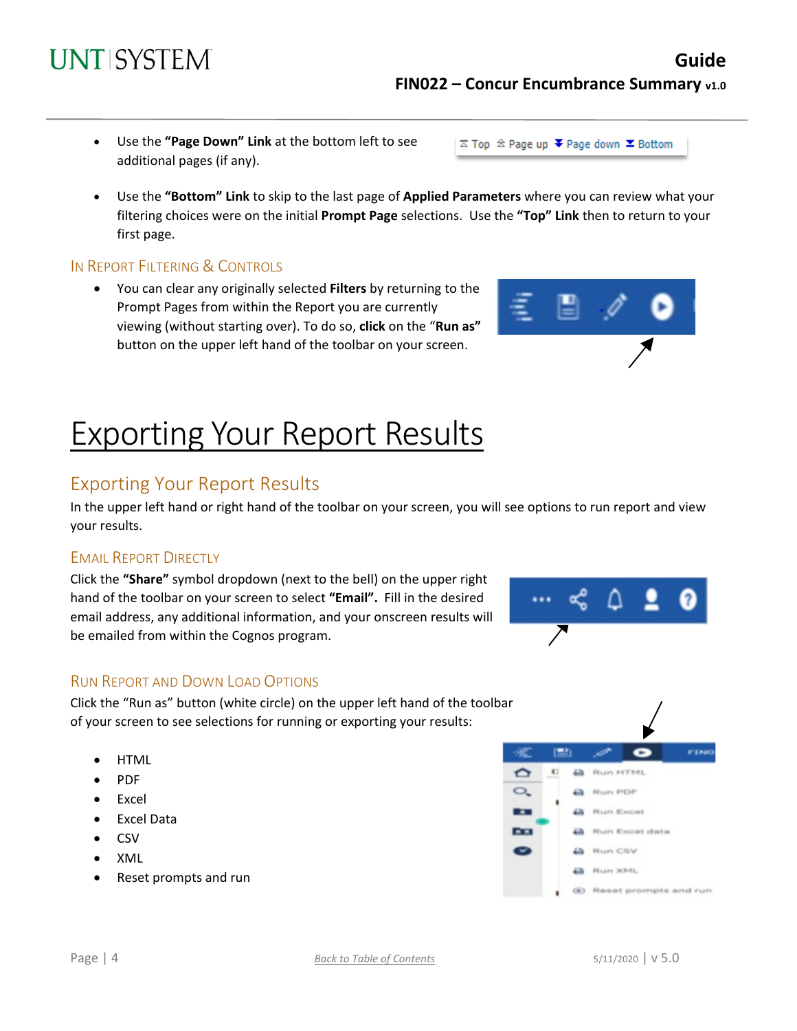- Use the **"Page Down" Link** at the bottom left to see additional pages (if any).

- Use the **"Bottom" Link** to skip to the last page of **Applied Parameters** where you can review what your filtering choices were on the initial **Prompt Page** selections. Use the **"Top" Link** then to return to your first page.

### In Report Filtering & Controls

- You can clear any originally selected **Filters** by returning to the Prompt Pages from within the Report you are currently viewing (without starting over). To do so, **click** on the "**Run as"** button on the upper left hand of the toolbar on your screen.

# Exporting Your Report Results

## Exporting Your Report Results

In the upper left hand or right hand of the toolbar on your screen, you will see options to run report and view your results.

### Email Report Directly

Click the **"Share"** symbol dropdown (next to the bell) on the upper right hand of the toolbar on your screen to select **"Email".** Fill in the desired email address, any additional information, and your onscreen results will be emailed from within the Cognos program.

### Run Report and Down Load Options

Click the "Run as" button (white circle) on the upper left hand of the toolbar of your screen to see selections for running or exporting your results:

- HTML
- PDF
- Excel
- Excel Data
- CSV
- XML
- Reset prompts and run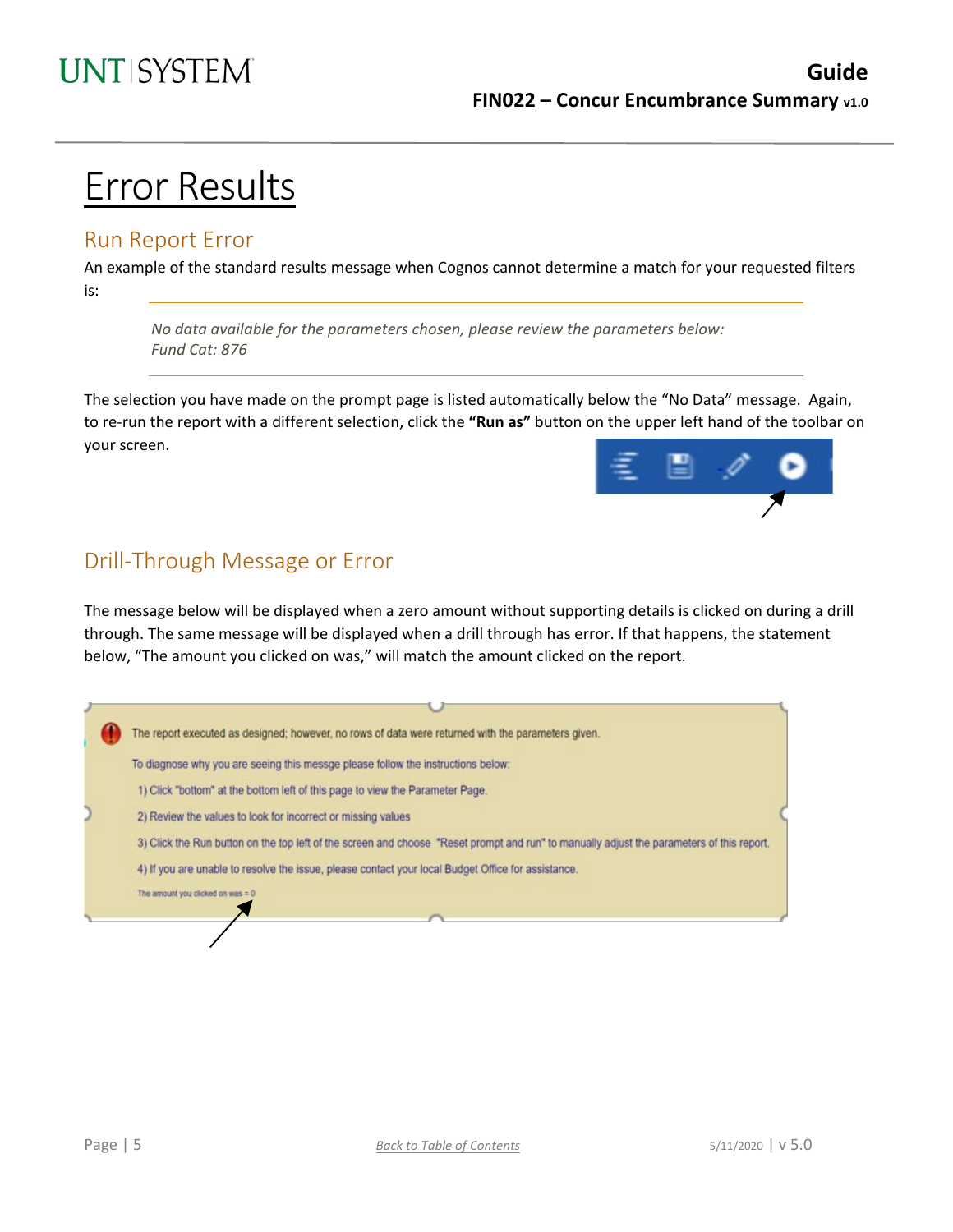# Error Results

## Run Report Error

An example of the standard results message when Cognos cannot determine a match for your requested filters is:

> *No data available for the parameters chosen, please review the parameters below:*
> *Fund Cat: 876*

The selection you have made on the prompt page is listed automatically below the "No Data" message. Again, to re-run the report with a different selection, click the **"Run as"** button on the upper left hand of the toolbar on your screen.

## Drill-Through Message or Error

The message below will be displayed when a zero amount without supporting details is clicked on during a drill through. The same message will be displayed when a drill through has error. If that happens, the statement below, "The amount you clicked on was," will match the amount clicked on the report.

The report executed as designed; however, no rows of data were returned with the parameters given.

To diagnose why you are seeing this messge please follow the instructions below:

1) Click "bottom" at the bottom left of this page to view the Parameter Page.
2) Review the values to look for incorrect or missing values
3) Click the Run button on the top left of the screen and choose "Reset prompt and run" to manually adjust the parameters of this report.
4) If you are unable to resolve the issue, please contact your local Budget Office for assistance.

The amount you clicked on was = 0